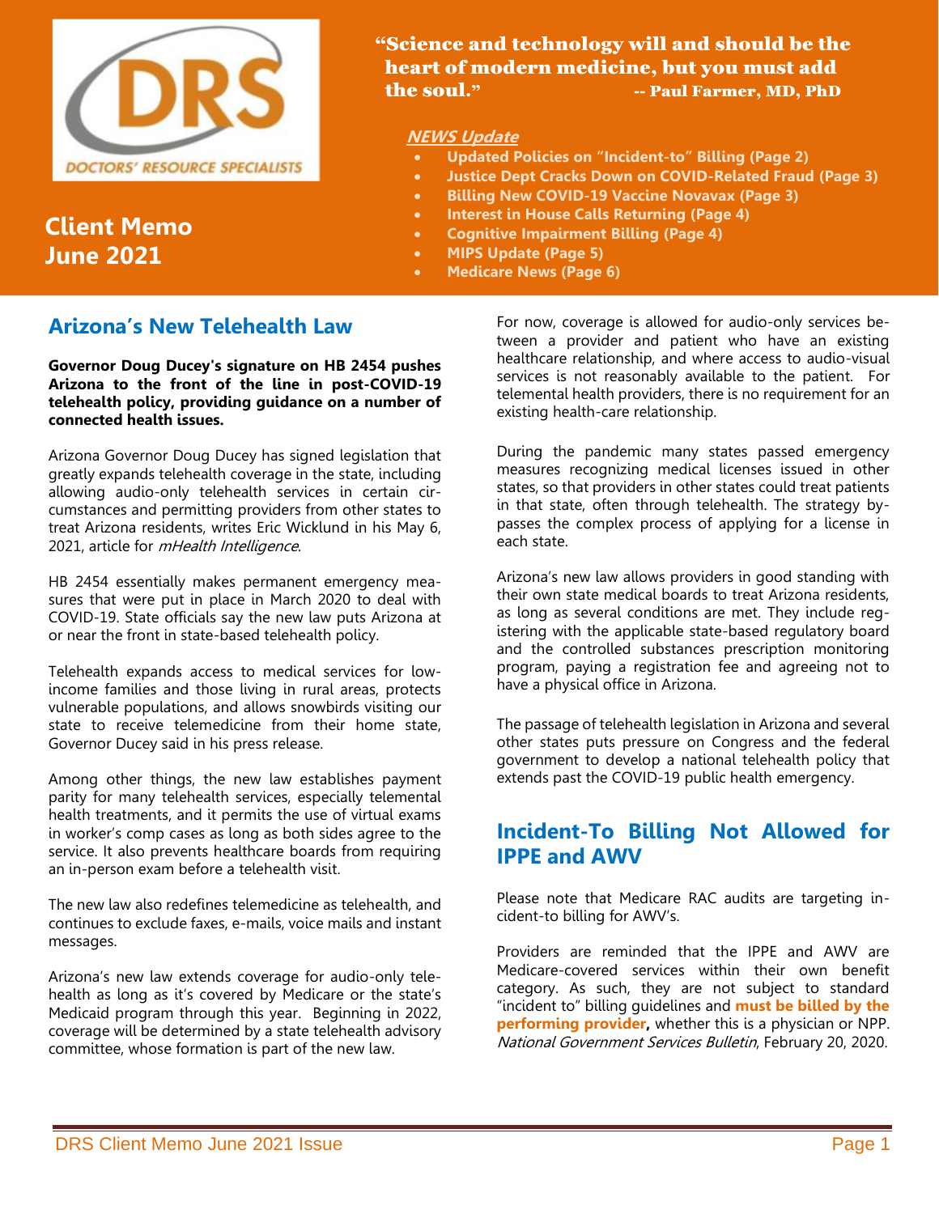DOCTORS' RESOURCE SPECIALISTS

**Client Memo**
**June 2021**

**"Science and technology will and should be the heart of modern medicine, but you must add the soul."** -- Paul Farmer, MD, PhD

***NEWS Update***

- **Updated Policies on "Incident-to" Billing (Page 2)**
- **Justice Dept Cracks Down on COVID-Related Fraud (Page 3)**
- **Billing New COVID-19 Vaccine Novavax (Page 3)**
- **Interest in House Calls Returning (Page 4)**
- **Cognitive Impairment Billing (Page 4)**
- **MIPS Update (Page 5)**
- **Medicare News (Page 6)**

## Arizona's New Telehealth Law

**Governor Doug Ducey's signature on HB 2454 pushes Arizona to the front of the line in post-COVID-19 telehealth policy, providing guidance on a number of connected health issues.**

Arizona Governor Doug Ducey has signed legislation that greatly expands telehealth coverage in the state, including allowing audio-only telehealth services in certain circumstances and permitting providers from other states to treat Arizona residents, writes Eric Wicklund in his May 6, 2021, article for *mHealth Intelligence*.

HB 2454 essentially makes permanent emergency measures that were put in place in March 2020 to deal with COVID-19. State officials say the new law puts Arizona at or near the front in state-based telehealth policy.

Telehealth expands access to medical services for low-income families and those living in rural areas, protects vulnerable populations, and allows snowbirds visiting our state to receive telemedicine from their home state, Governor Ducey said in his press release.

Among other things, the new law establishes payment parity for many telehealth services, especially telemental health treatments, and it permits the use of virtual exams in worker's comp cases as long as both sides agree to the service. It also prevents healthcare boards from requiring an in-person exam before a telehealth visit.

The new law also redefines telemedicine as telehealth, and continues to exclude faxes, e-mails, voice mails and instant messages.

Arizona's new law extends coverage for audio-only telehealth as long as it's covered by Medicare or the state's Medicaid program through this year. Beginning in 2022, coverage will be determined by a state telehealth advisory committee, whose formation is part of the new law.

For now, coverage is allowed for audio-only services between a provider and patient who have an existing healthcare relationship, and where access to audio-visual services is not reasonably available to the patient. For telemental health providers, there is no requirement for an existing health-care relationship.

During the pandemic many states passed emergency measures recognizing medical licenses issued in other states, so that providers in other states could treat patients in that state, often through telehealth. The strategy bypasses the complex process of applying for a license in each state.

Arizona's new law allows providers in good standing with their own state medical boards to treat Arizona residents, as long as several conditions are met. They include registering with the applicable state-based regulatory board and the controlled substances prescription monitoring program, paying a registration fee and agreeing not to have a physical office in Arizona.

The passage of telehealth legislation in Arizona and several other states puts pressure on Congress and the federal government to develop a national telehealth policy that extends past the COVID-19 public health emergency.

## Incident-To Billing Not Allowed for IPPE and AWV

Please note that Medicare RAC audits are targeting incident-to billing for AWV's.

Providers are reminded that the IPPE and AWV are Medicare-covered services within their own benefit category. As such, they are not subject to standard "incident to" billing guidelines and **must be billed by the performing provider,** whether this is a physician or NPP. *National Government Services Bulletin*, February 20, 2020.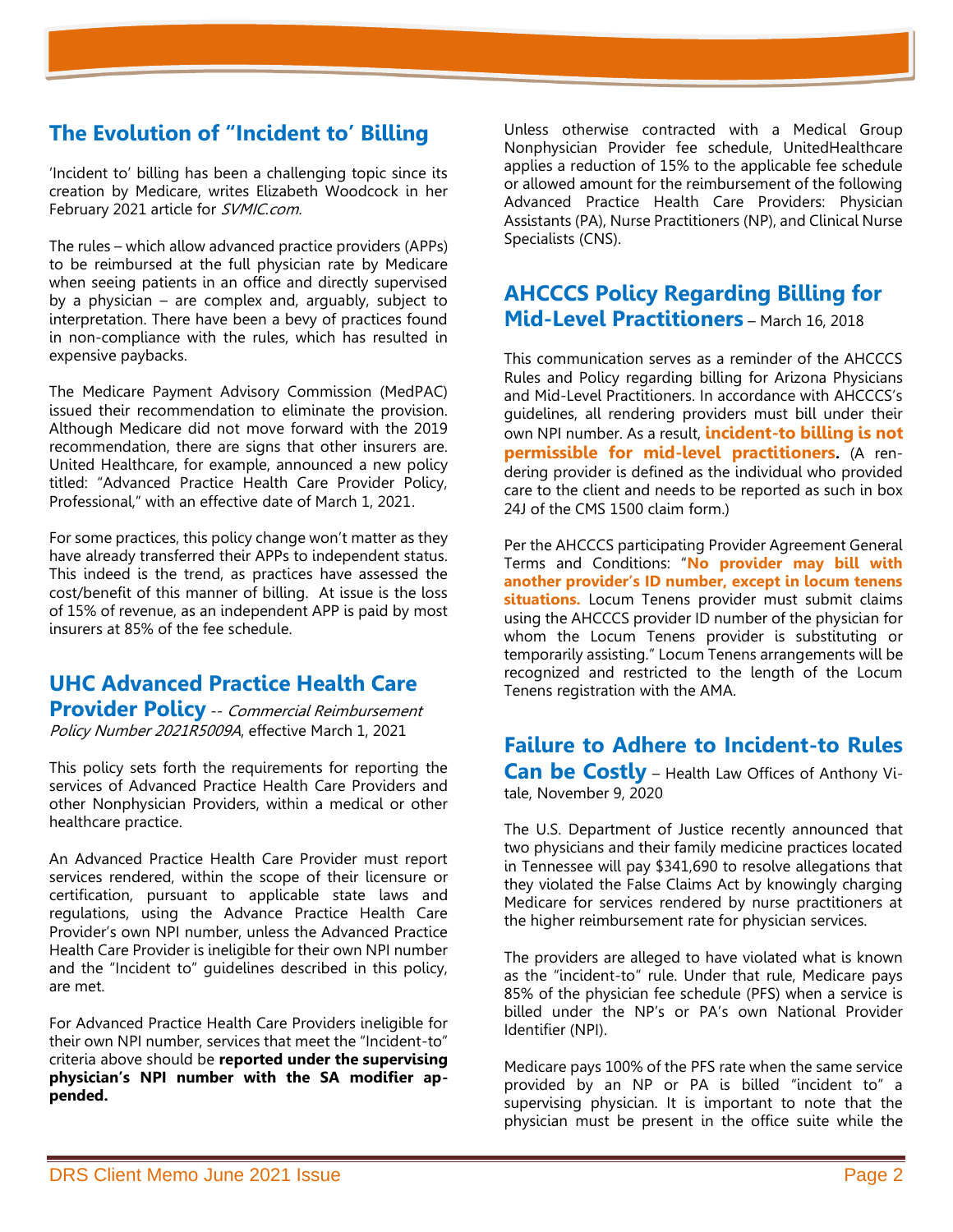## The Evolution of "Incident to' Billing

'Incident to' billing has been a challenging topic since its creation by Medicare, writes Elizabeth Woodcock in her February 2021 article for *SVMIC.com.*

The rules – which allow advanced practice providers (APPs) to be reimbursed at the full physician rate by Medicare when seeing patients in an office and directly supervised by a physician – are complex and, arguably, subject to interpretation. There have been a bevy of practices found in non-compliance with the rules, which has resulted in expensive paybacks.

The Medicare Payment Advisory Commission (MedPAC) issued their recommendation to eliminate the provision. Although Medicare did not move forward with the 2019 recommendation, there are signs that other insurers are. United Healthcare, for example, announced a new policy titled: "Advanced Practice Health Care Provider Policy, Professional," with an effective date of March 1, 2021.

For some practices, this policy change won't matter as they have already transferred their APPs to independent status. This indeed is the trend, as practices have assessed the cost/benefit of this manner of billing. At issue is the loss of 15% of revenue, as an independent APP is paid by most insurers at 85% of the fee schedule.

## UHC Advanced Practice Health Care Provider Policy -- *Commercial Reimbursement Policy Number 2021R5009A*, effective March 1, 2021

This policy sets forth the requirements for reporting the services of Advanced Practice Health Care Providers and other Nonphysician Providers, within a medical or other healthcare practice.

An Advanced Practice Health Care Provider must report services rendered, within the scope of their licensure or certification, pursuant to applicable state laws and regulations, using the Advance Practice Health Care Provider's own NPI number, unless the Advanced Practice Health Care Provider is ineligible for their own NPI number and the "Incident to" guidelines described in this policy, are met.

For Advanced Practice Health Care Providers ineligible for their own NPI number, services that meet the "Incident-to" criteria above should be **reported under the supervising physician's NPI number with the SA modifier appended.**

Unless otherwise contracted with a Medical Group Nonphysician Provider fee schedule, UnitedHealthcare applies a reduction of 15% to the applicable fee schedule or allowed amount for the reimbursement of the following Advanced Practice Health Care Providers: Physician Assistants (PA), Nurse Practitioners (NP), and Clinical Nurse Specialists (CNS).

## AHCCCS Policy Regarding Billing for Mid-Level Practitioners – March 16, 2018

This communication serves as a reminder of the AHCCCS Rules and Policy regarding billing for Arizona Physicians and Mid-Level Practitioners. In accordance with AHCCCS's guidelines, all rendering providers must bill under their own NPI number. As a result, **incident-to billing is not permissible for mid-level practitioners.** (A rendering provider is defined as the individual who provided care to the client and needs to be reported as such in box 24J of the CMS 1500 claim form.)

Per the AHCCCS participating Provider Agreement General Terms and Conditions: "**No provider may bill with another provider's ID number, except in locum tenens situations.** Locum Tenens provider must submit claims using the AHCCCS provider ID number of the physician for whom the Locum Tenens provider is substituting or temporarily assisting." Locum Tenens arrangements will be recognized and restricted to the length of the Locum Tenens registration with the AMA.

## Failure to Adhere to Incident-to Rules Can be Costly – Health Law Offices of Anthony Vitale, November 9, 2020

The U.S. Department of Justice recently announced that two physicians and their family medicine practices located in Tennessee will pay $341,690 to resolve allegations that they violated the False Claims Act by knowingly charging Medicare for services rendered by nurse practitioners at the higher reimbursement rate for physician services.

The providers are alleged to have violated what is known as the "incident-to" rule. Under that rule, Medicare pays 85% of the physician fee schedule (PFS) when a service is billed under the NP's or PA's own National Provider Identifier (NPI).

Medicare pays 100% of the PFS rate when the same service provided by an NP or PA is billed "incident to" a supervising physician. It is important to note that the physician must be present in the office suite while the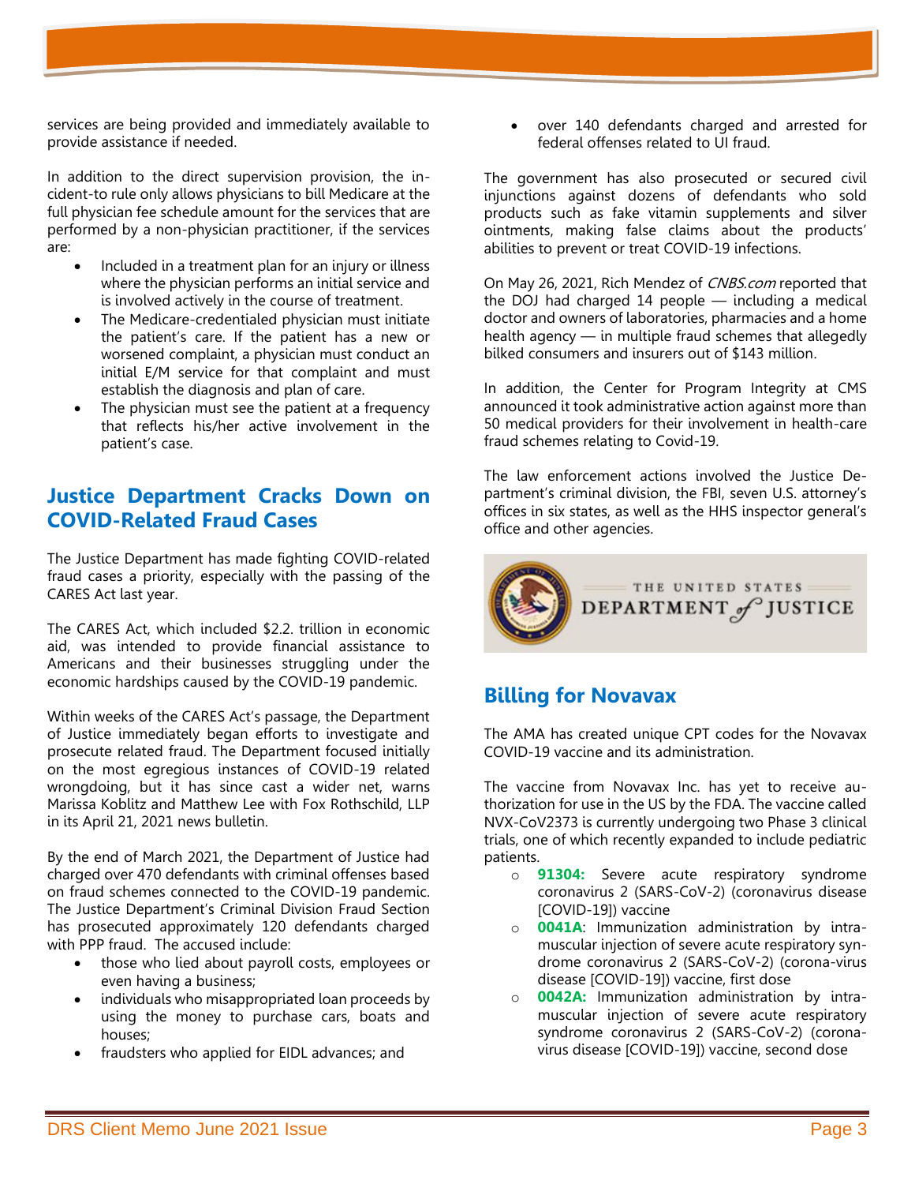services are being provided and immediately available to provide assistance if needed.

In addition to the direct supervision provision, the incident-to rule only allows physicians to bill Medicare at the full physician fee schedule amount for the services that are performed by a non-physician practitioner, if the services are:

- Included in a treatment plan for an injury or illness where the physician performs an initial service and is involved actively in the course of treatment.
- The Medicare-credentialed physician must initiate the patient's care. If the patient has a new or worsened complaint, a physician must conduct an initial E/M service for that complaint and must establish the diagnosis and plan of care.
- The physician must see the patient at a frequency that reflects his/her active involvement in the patient's case.

## Justice Department Cracks Down on COVID-Related Fraud Cases

The Justice Department has made fighting COVID-related fraud cases a priority, especially with the passing of the CARES Act last year.

The CARES Act, which included $2.2. trillion in economic aid, was intended to provide financial assistance to Americans and their businesses struggling under the economic hardships caused by the COVID-19 pandemic.

Within weeks of the CARES Act's passage, the Department of Justice immediately began efforts to investigate and prosecute related fraud. The Department focused initially on the most egregious instances of COVID-19 related wrongdoing, but it has since cast a wider net, warns Marissa Koblitz and Matthew Lee with Fox Rothschild, LLP in its April 21, 2021 news bulletin.

By the end of March 2021, the Department of Justice had charged over 470 defendants with criminal offenses based on fraud schemes connected to the COVID-19 pandemic. The Justice Department's Criminal Division Fraud Section has prosecuted approximately 120 defendants charged with PPP fraud. The accused include:

- those who lied about payroll costs, employees or even having a business;
- individuals who misappropriated loan proceeds by using the money to purchase cars, boats and houses;
- fraudsters who applied for EIDL advances; and
- over 140 defendants charged and arrested for federal offenses related to UI fraud.

The government has also prosecuted or secured civil injunctions against dozens of defendants who sold products such as fake vitamin supplements and silver ointments, making false claims about the products' abilities to prevent or treat COVID-19 infections.

On May 26, 2021, Rich Mendez of *CNBS.com* reported that the DOJ had charged 14 people — including a medical doctor and owners of laboratories, pharmacies and a home health agency — in multiple fraud schemes that allegedly bilked consumers and insurers out of $143 million.

In addition, the Center for Program Integrity at CMS announced it took administrative action against more than 50 medical providers for their involvement in health-care fraud schemes relating to Covid-19.

The law enforcement actions involved the Justice Department's criminal division, the FBI, seven U.S. attorney's offices in six states, as well as the HHS inspector general's office and other agencies.

THE UNITED STATES DEPARTMENT of JUSTICE

## Billing for Novavax

The AMA has created unique CPT codes for the Novavax COVID-19 vaccine and its administration.

The vaccine from Novavax Inc. has yet to receive authorization for use in the US by the FDA. The vaccine called NVX-CoV2373 is currently undergoing two Phase 3 clinical trials, one of which recently expanded to include pediatric patients.

- **91304:** Severe acute respiratory syndrome coronavirus 2 (SARS-CoV-2) (coronavirus disease [COVID-19]) vaccine
- **0041A**: Immunization administration by intramuscular injection of severe acute respiratory syndrome coronavirus 2 (SARS-CoV-2) (corona-virus disease [COVID-19]) vaccine, first dose
- **0042A:** Immunization administration by intramuscular injection of severe acute respiratory syndrome coronavirus 2 (SARS-CoV-2) (coronavirus disease [COVID-19]) vaccine, second dose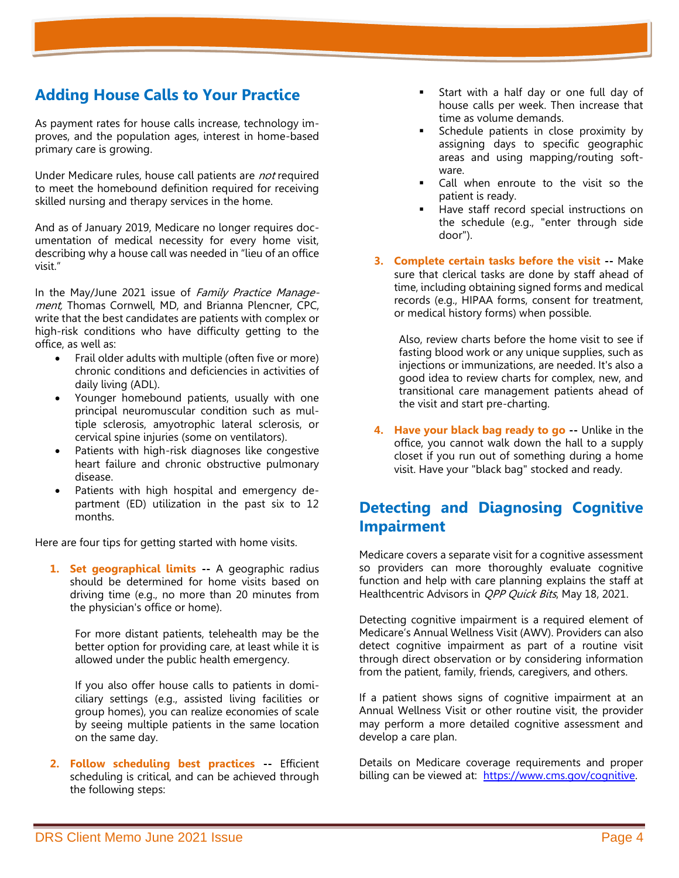## Adding House Calls to Your Practice

As payment rates for house calls increase, technology improves, and the population ages, interest in home-based primary care is growing.

Under Medicare rules, house call patients are *not* required to meet the homebound definition required for receiving skilled nursing and therapy services in the home.

And as of January 2019, Medicare no longer requires documentation of medical necessity for every home visit, describing why a house call was needed in "lieu of an office visit."

In the May/June 2021 issue of *Family Practice Management*, Thomas Cornwell, MD, and Brianna Plencner, CPC, write that the best candidates are patients with complex or high-risk conditions who have difficulty getting to the office, as well as:

- Frail older adults with multiple (often five or more) chronic conditions and deficiencies in activities of daily living (ADL).
- Younger homebound patients, usually with one principal neuromuscular condition such as multiple sclerosis, amyotrophic lateral sclerosis, or cervical spine injuries (some on ventilators).
- Patients with high-risk diagnoses like congestive heart failure and chronic obstructive pulmonary disease.
- Patients with high hospital and emergency department (ED) utilization in the past six to 12 months.

Here are four tips for getting started with home visits.

1. **Set geographical limits --** A geographic radius should be determined for home visits based on driving time (e.g., no more than 20 minutes from the physician's office or home).

   For more distant patients, telehealth may be the better option for providing care, at least while it is allowed under the public health emergency.

   If you also offer house calls to patients in domiciliary settings (e.g., assisted living facilities or group homes), you can realize economies of scale by seeing multiple patients in the same location on the same day.

2. **Follow scheduling best practices --** Efficient scheduling is critical, and can be achieved through the following steps:
   - Start with a half day or one full day of house calls per week. Then increase that time as volume demands.
   - Schedule patients in close proximity by assigning days to specific geographic areas and using mapping/routing software.
   - Call when enroute to the visit so the patient is ready.
   - Have staff record special instructions on the schedule (e.g., "enter through side door").

3. **Complete certain tasks before the visit --** Make sure that clerical tasks are done by staff ahead of time, including obtaining signed forms and medical records (e.g., HIPAA forms, consent for treatment, or medical history forms) when possible.

   Also, review charts before the home visit to see if fasting blood work or any unique supplies, such as injections or immunizations, are needed. It's also a good idea to review charts for complex, new, and transitional care management patients ahead of the visit and start pre-charting.

4. **Have your black bag ready to go --** Unlike in the office, you cannot walk down the hall to a supply closet if you run out of something during a home visit. Have your "black bag" stocked and ready.

## Detecting and Diagnosing Cognitive Impairment

Medicare covers a separate visit for a cognitive assessment so providers can more thoroughly evaluate cognitive function and help with care planning explains the staff at Healthcentric Advisors in *QPP Quick Bits*, May 18, 2021.

Detecting cognitive impairment is a required element of Medicare's Annual Wellness Visit (AWV). Providers can also detect cognitive impairment as part of a routine visit through direct observation or by considering information from the patient, family, friends, caregivers, and others.

If a patient shows signs of cognitive impairment at an Annual Wellness Visit or other routine visit, the provider may perform a more detailed cognitive assessment and develop a care plan.

Details on Medicare coverage requirements and proper billing can be viewed at: [https://www.cms.gov/cognitive](https://www.cms.gov/cognitive).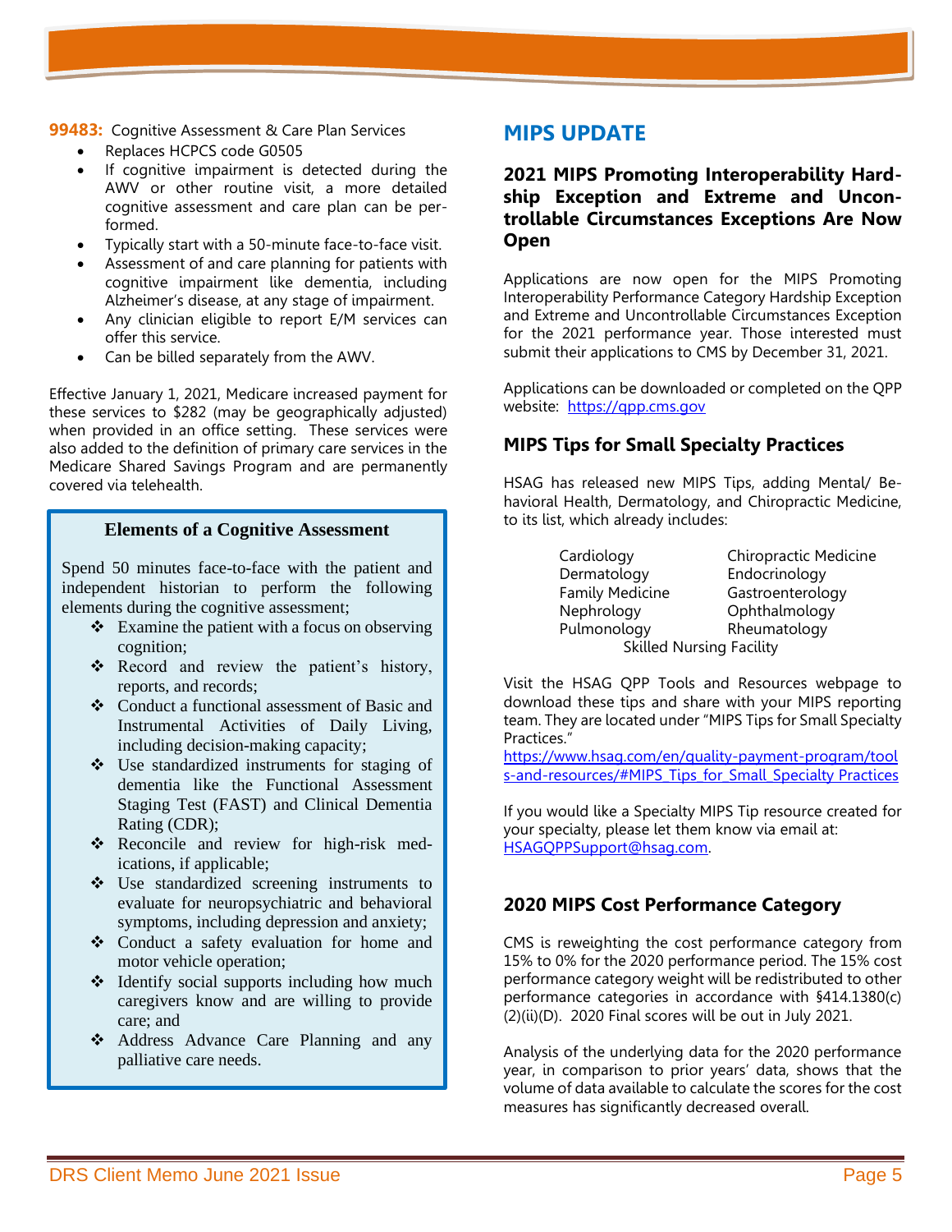**99483:** Cognitive Assessment & Care Plan Services

- Replaces HCPCS code G0505
- If cognitive impairment is detected during the AWV or other routine visit, a more detailed cognitive assessment and care plan can be performed.
- Typically start with a 50-minute face-to-face visit.
- Assessment of and care planning for patients with cognitive impairment like dementia, including Alzheimer's disease, at any stage of impairment.
- Any clinician eligible to report E/M services can offer this service.
- Can be billed separately from the AWV.

Effective January 1, 2021, Medicare increased payment for these services to $282 (may be geographically adjusted) when provided in an office setting. These services were also added to the definition of primary care services in the Medicare Shared Savings Program and are permanently covered via telehealth.

**Elements of a Cognitive Assessment**

Spend 50 minutes face-to-face with the patient and independent historian to perform the following elements during the cognitive assessment;

- Examine the patient with a focus on observing cognition;
- Record and review the patient's history, reports, and records;
- Conduct a functional assessment of Basic and Instrumental Activities of Daily Living, including decision-making capacity;
- Use standardized instruments for staging of dementia like the Functional Assessment Staging Test (FAST) and Clinical Dementia Rating (CDR);
- Reconcile and review for high-risk medications, if applicable;
- Use standardized screening instruments to evaluate for neuropsychiatric and behavioral symptoms, including depression and anxiety;
- Conduct a safety evaluation for home and motor vehicle operation;
- Identify social supports including how much caregivers know and are willing to provide care; and
- Address Advance Care Planning and any palliative care needs.

## MIPS UPDATE

### 2021 MIPS Promoting Interoperability Hardship Exception and Extreme and Uncontrollable Circumstances Exceptions Are Now Open

Applications are now open for the MIPS Promoting Interoperability Performance Category Hardship Exception and Extreme and Uncontrollable Circumstances Exception for the 2021 performance year. Those interested must submit their applications to CMS by December 31, 2021.

Applications can be downloaded or completed on the QPP website: https://qpp.cms.gov

### MIPS Tips for Small Specialty Practices

HSAG has released new MIPS Tips, adding Mental/ Behavioral Health, Dermatology, and Chiropractic Medicine, to its list, which already includes:

| | |
|---|---|
| Cardiology | Chiropractic Medicine |
| Dermatology | Endocrinology |
| Family Medicine | Gastroenterology |
| Nephrology | Ophthalmology |
| Pulmonology | Rheumatology |
| Skilled Nursing Facility | |

Visit the HSAG QPP Tools and Resources webpage to download these tips and share with your MIPS reporting team. They are located under "MIPS Tips for Small Specialty Practices."
https://www.hsag.com/en/quality-payment-program/tools-and-resources/#MIPS_Tips_for_Small_Specialty_Practices

If you would like a Specialty MIPS Tip resource created for your specialty, please let them know via email at: HSAGQPPSupport@hsag.com.

### 2020 MIPS Cost Performance Category

CMS is reweighting the cost performance category from 15% to 0% for the 2020 performance period. The 15% cost performance category weight will be redistributed to other performance categories in accordance with §414.1380(c)(2)(ii)(D). 2020 Final scores will be out in July 2021.

Analysis of the underlying data for the 2020 performance year, in comparison to prior years' data, shows that the volume of data available to calculate the scores for the cost measures has significantly decreased overall.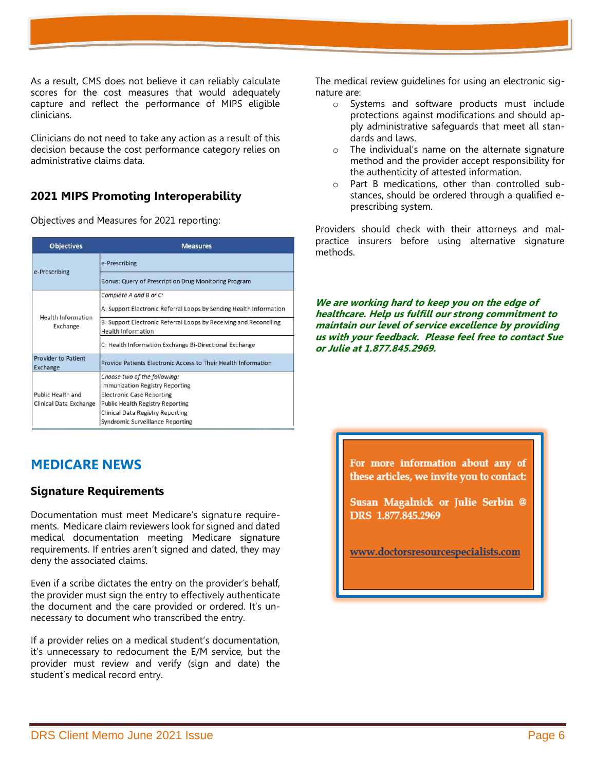As a result, CMS does not believe it can reliably calculate scores for the cost measures that would adequately capture and reflect the performance of MIPS eligible clinicians.

Clinicians do not need to take any action as a result of this decision because the cost performance category relies on administrative claims data.

### 2021 MIPS Promoting Interoperability

Objectives and Measures for 2021 reporting:

| Objectives | Measures |
|---|---|
| e-Prescribing | e-Prescribing |
| | Bonus: Query of Prescription Drug Monitoring Program |
| Health Information Exchange | *Complete A and B or C:* A: Support Electronic Referral Loops by Sending Health Information |
| | B: Support Electronic Referral Loops by Receiving and Reconciling Health Information |
| | C: Health Information Exchange Bi-Directional Exchange |
| Provider to Patient Exchange | Provide Patients Electronic Access to Their Health Information |
| Public Health and Clinical Data Exchange | *Choose two of the following:* Immunization Registry Reporting; Electronic Case Reporting; Public Health Registry Reporting; Clinical Data Registry Reporting; Syndromic Surveillance Reporting |

## MEDICARE NEWS

### Signature Requirements

Documentation must meet Medicare's signature requirements. Medicare claim reviewers look for signed and dated medical documentation meeting Medicare signature requirements. If entries aren't signed and dated, they may deny the associated claims.

Even if a scribe dictates the entry on the provider's behalf, the provider must sign the entry to effectively authenticate the document and the care provided or ordered. It's unnecessary to document who transcribed the entry.

If a provider relies on a medical student's documentation, it's unnecessary to redocument the E/M service, but the provider must review and verify (sign and date) the student's medical record entry.

The medical review guidelines for using an electronic signature are:

- Systems and software products must include protections against modifications and should apply administrative safeguards that meet all standards and laws.
- The individual's name on the alternate signature method and the provider accept responsibility for the authenticity of attested information.
- Part B medications, other than controlled substances, should be ordered through a qualified e-prescribing system.

Providers should check with their attorneys and malpractice insurers before using alternative signature methods.

***We are working hard to keep you on the edge of healthcare. Help us fulfill our strong commitment to maintain our level of service excellence by providing us with your feedback. Please feel free to contact Sue or Julie at 1.877.845.2969.***

**For more information about any of these articles, we invite you to contact:**

**Susan Magalnick or Julie Serbin @ DRS 1.877.845.2969**

**www.doctorsresourcespecialists.com**